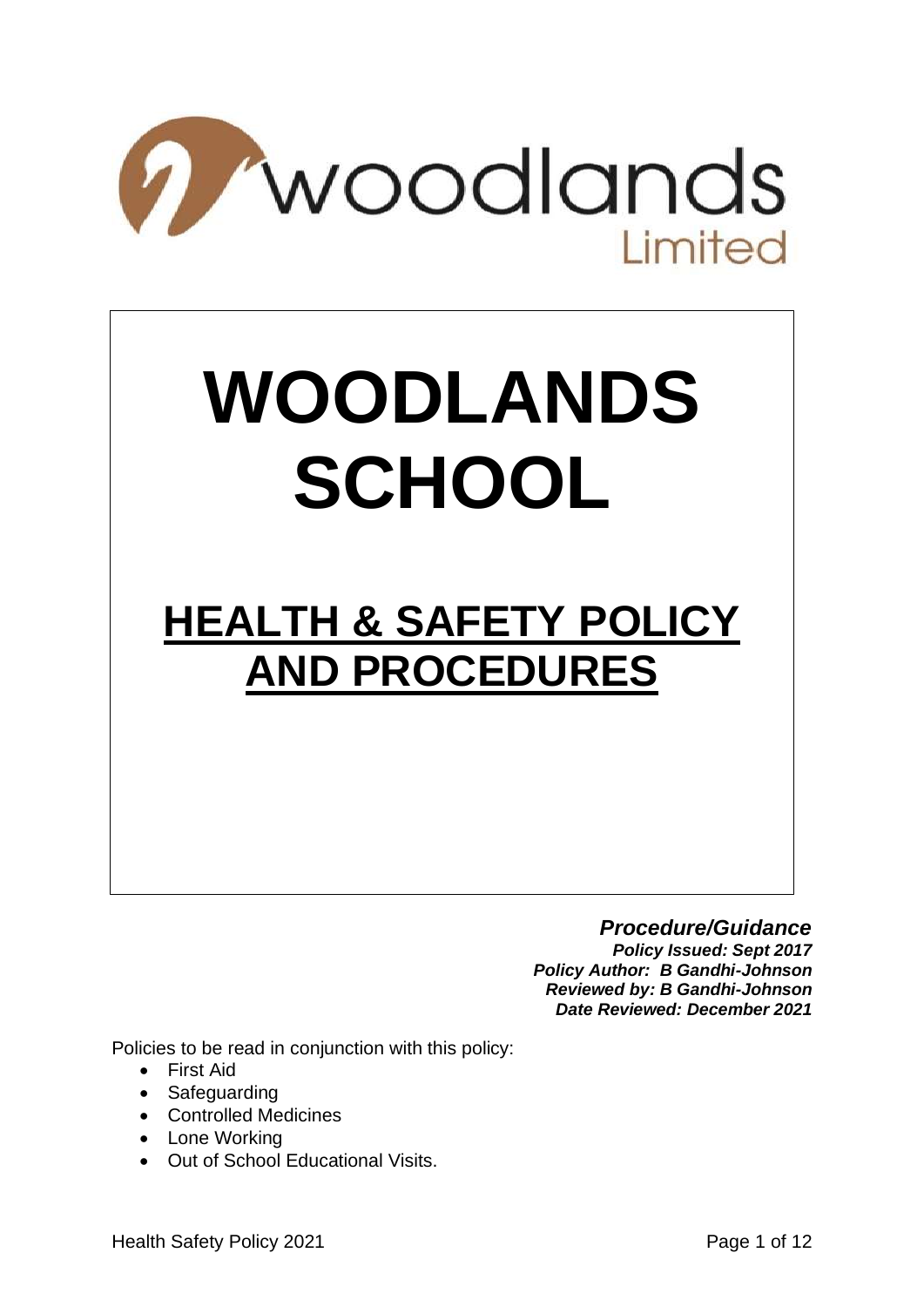woodlands Limited

# WOODLANDS SCHOOL

## HEALTH & SAFETY POLICY AND PROCEDURES

***Procedure/Guidance***
***Policy Issued: Sept 2017***
***Policy Author: B Gandhi-Johnson***
***Reviewed by: B Gandhi-Johnson***
***Date Reviewed: December 2021***

Policies to be read in conjunction with this policy:

- First Aid
- Safeguarding
- Controlled Medicines
- Lone Working
- Out of School Educational Visits.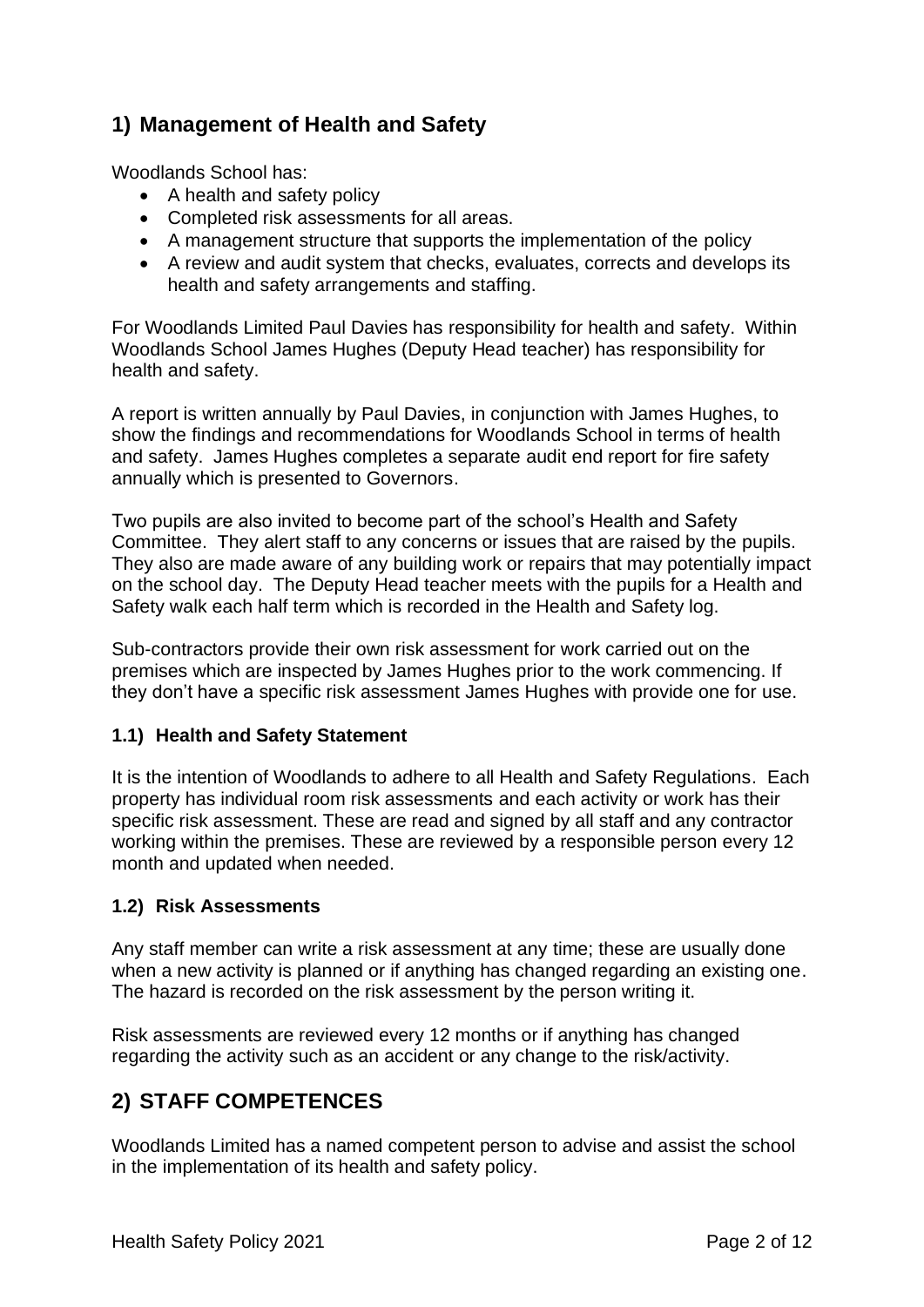## 1) Management of Health and Safety

Woodlands School has:

- A health and safety policy
- Completed risk assessments for all areas.
- A management structure that supports the implementation of the policy
- A review and audit system that checks, evaluates, corrects and develops its health and safety arrangements and staffing.

For Woodlands Limited Paul Davies has responsibility for health and safety. Within Woodlands School James Hughes (Deputy Head teacher) has responsibility for health and safety.

A report is written annually by Paul Davies, in conjunction with James Hughes, to show the findings and recommendations for Woodlands School in terms of health and safety. James Hughes completes a separate audit end report for fire safety annually which is presented to Governors.

Two pupils are also invited to become part of the school's Health and Safety Committee. They alert staff to any concerns or issues that are raised by the pupils. They also are made aware of any building work or repairs that may potentially impact on the school day. The Deputy Head teacher meets with the pupils for a Health and Safety walk each half term which is recorded in the Health and Safety log.

Sub-contractors provide their own risk assessment for work carried out on the premises which are inspected by James Hughes prior to the work commencing. If they don't have a specific risk assessment James Hughes with provide one for use.

### 1.1) Health and Safety Statement

It is the intention of Woodlands to adhere to all Health and Safety Regulations. Each property has individual room risk assessments and each activity or work has their specific risk assessment. These are read and signed by all staff and any contractor working within the premises. These are reviewed by a responsible person every 12 month and updated when needed.

### 1.2) Risk Assessments

Any staff member can write a risk assessment at any time; these are usually done when a new activity is planned or if anything has changed regarding an existing one. The hazard is recorded on the risk assessment by the person writing it.

Risk assessments are reviewed every 12 months or if anything has changed regarding the activity such as an accident or any change to the risk/activity.

## 2) STAFF COMPETENCES

Woodlands Limited has a named competent person to advise and assist the school in the implementation of its health and safety policy.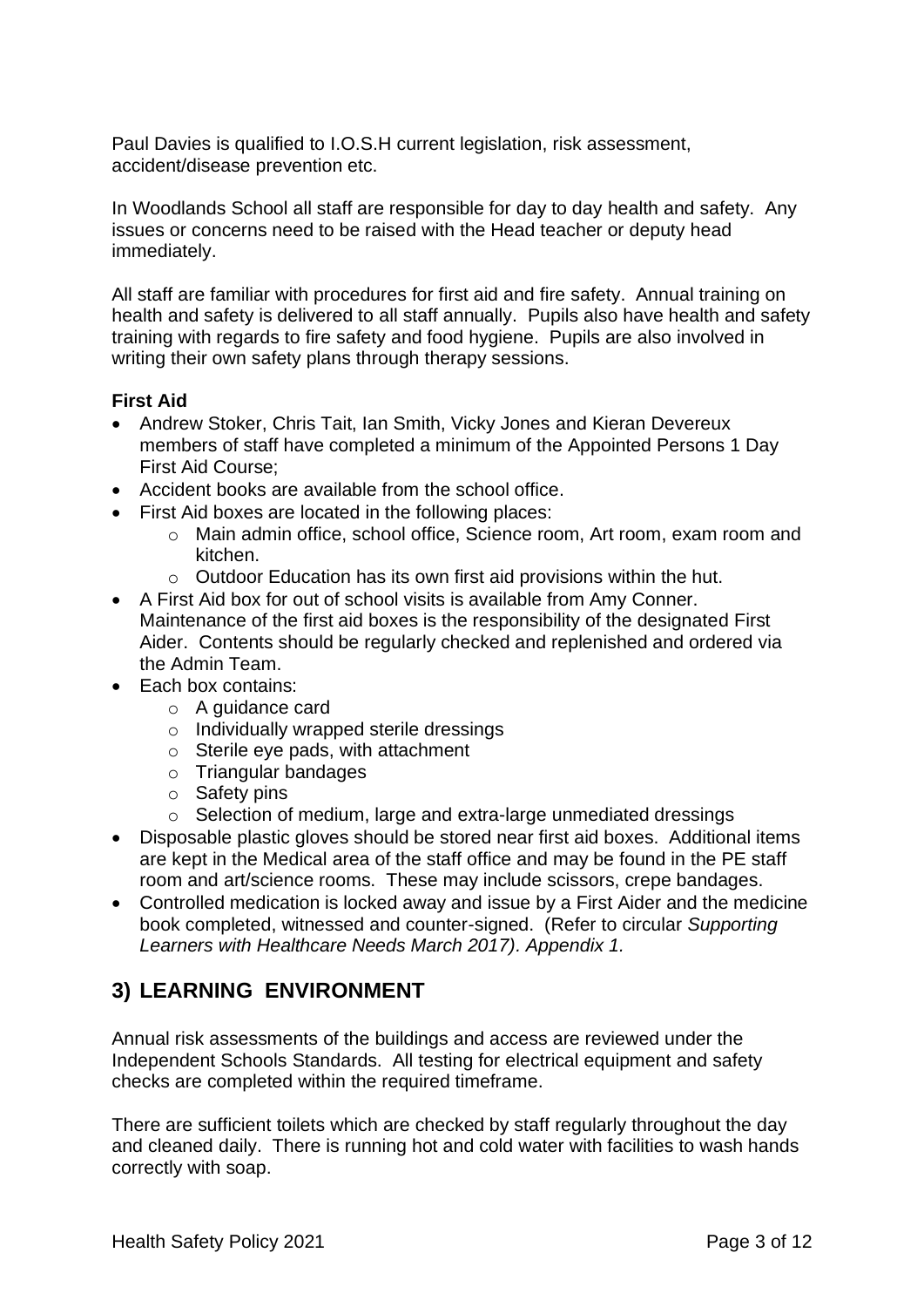Paul Davies is qualified to I.O.S.H current legislation, risk assessment, accident/disease prevention etc.

In Woodlands School all staff are responsible for day to day health and safety. Any issues or concerns need to be raised with the Head teacher or deputy head immediately.

All staff are familiar with procedures for first aid and fire safety. Annual training on health and safety is delivered to all staff annually. Pupils also have health and safety training with regards to fire safety and food hygiene. Pupils are also involved in writing their own safety plans through therapy sessions.

**First Aid**

- Andrew Stoker, Chris Tait, Ian Smith, Vicky Jones and Kieran Devereux members of staff have completed a minimum of the Appointed Persons 1 Day First Aid Course;
- Accident books are available from the school office.
- First Aid boxes are located in the following places:
  - Main admin office, school office, Science room, Art room, exam room and kitchen.
  - Outdoor Education has its own first aid provisions within the hut.
- A First Aid box for out of school visits is available from Amy Conner. Maintenance of the first aid boxes is the responsibility of the designated First Aider. Contents should be regularly checked and replenished and ordered via the Admin Team.
- Each box contains:
  - A guidance card
  - Individually wrapped sterile dressings
  - Sterile eye pads, with attachment
  - Triangular bandages
  - Safety pins
  - Selection of medium, large and extra-large unmediated dressings
- Disposable plastic gloves should be stored near first aid boxes. Additional items are kept in the Medical area of the staff office and may be found in the PE staff room and art/science rooms. These may include scissors, crepe bandages.
- Controlled medication is locked away and issue by a First Aider and the medicine book completed, witnessed and counter-signed. (Refer to circular *Supporting Learners with Healthcare Needs March 2017). Appendix 1.*

## 3) LEARNING ENVIRONMENT

Annual risk assessments of the buildings and access are reviewed under the Independent Schools Standards. All testing for electrical equipment and safety checks are completed within the required timeframe.

There are sufficient toilets which are checked by staff regularly throughout the day and cleaned daily. There is running hot and cold water with facilities to wash hands correctly with soap.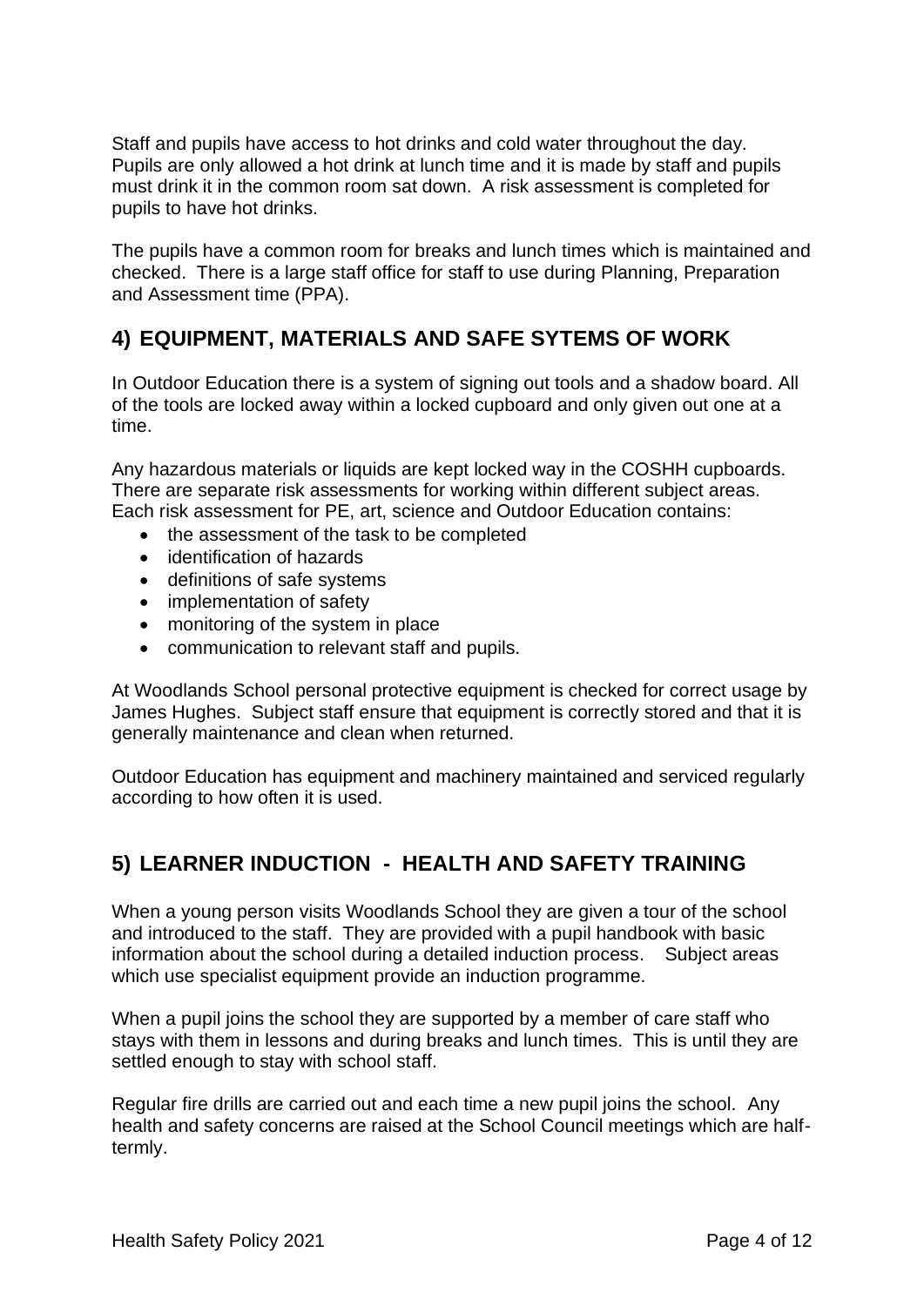Staff and pupils have access to hot drinks and cold water throughout the day. Pupils are only allowed a hot drink at lunch time and it is made by staff and pupils must drink it in the common room sat down. A risk assessment is completed for pupils to have hot drinks.

The pupils have a common room for breaks and lunch times which is maintained and checked. There is a large staff office for staff to use during Planning, Preparation and Assessment time (PPA).

## 4) EQUIPMENT, MATERIALS AND SAFE SYTEMS OF WORK

In Outdoor Education there is a system of signing out tools and a shadow board. All of the tools are locked away within a locked cupboard and only given out one at a time.

Any hazardous materials or liquids are kept locked way in the COSHH cupboards. There are separate risk assessments for working within different subject areas. Each risk assessment for PE, art, science and Outdoor Education contains:

- the assessment of the task to be completed
- identification of hazards
- definitions of safe systems
- implementation of safety
- monitoring of the system in place
- communication to relevant staff and pupils.

At Woodlands School personal protective equipment is checked for correct usage by James Hughes. Subject staff ensure that equipment is correctly stored and that it is generally maintenance and clean when returned.

Outdoor Education has equipment and machinery maintained and serviced regularly according to how often it is used.

## 5) LEARNER INDUCTION - HEALTH AND SAFETY TRAINING

When a young person visits Woodlands School they are given a tour of the school and introduced to the staff. They are provided with a pupil handbook with basic information about the school during a detailed induction process. Subject areas which use specialist equipment provide an induction programme.

When a pupil joins the school they are supported by a member of care staff who stays with them in lessons and during breaks and lunch times. This is until they are settled enough to stay with school staff.

Regular fire drills are carried out and each time a new pupil joins the school. Any health and safety concerns are raised at the School Council meetings which are half-termly.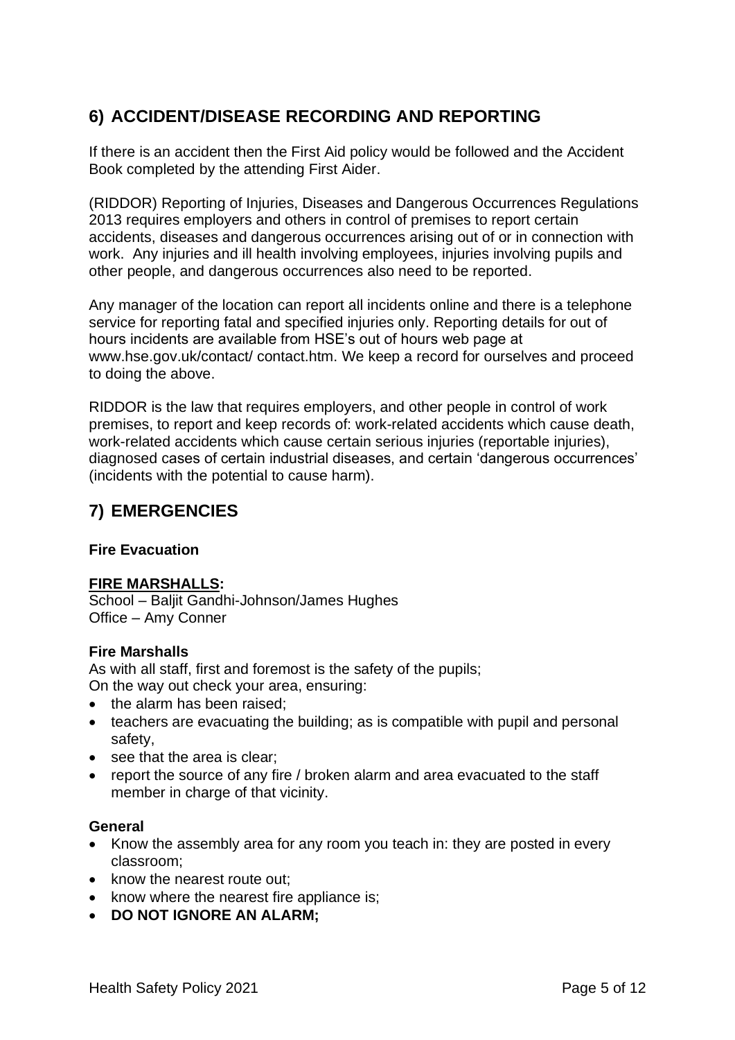## 6) ACCIDENT/DISEASE RECORDING AND REPORTING

If there is an accident then the First Aid policy would be followed and the Accident Book completed by the attending First Aider.

(RIDDOR) Reporting of Injuries, Diseases and Dangerous Occurrences Regulations 2013 requires employers and others in control of premises to report certain accidents, diseases and dangerous occurrences arising out of or in connection with work. Any injuries and ill health involving employees, injuries involving pupils and other people, and dangerous occurrences also need to be reported.

Any manager of the location can report all incidents online and there is a telephone service for reporting fatal and specified injuries only. Reporting details for out of hours incidents are available from HSE's out of hours web page at www.hse.gov.uk/contact/ contact.htm. We keep a record for ourselves and proceed to doing the above.

RIDDOR is the law that requires employers, and other people in control of work premises, to report and keep records of: work-related accidents which cause death, work-related accidents which cause certain serious injuries (reportable injuries), diagnosed cases of certain industrial diseases, and certain 'dangerous occurrences' (incidents with the potential to cause harm).

## 7) EMERGENCIES

**Fire Evacuation**

**FIRE MARSHALLS:**
School – Baljit Gandhi-Johnson/James Hughes
Office – Amy Conner

**Fire Marshalls**

As with all staff, first and foremost is the safety of the pupils;
On the way out check your area, ensuring:

- the alarm has been raised;
- teachers are evacuating the building; as is compatible with pupil and personal safety,
- see that the area is clear;
- report the source of any fire / broken alarm and area evacuated to the staff member in charge of that vicinity.

**General**

- Know the assembly area for any room you teach in: they are posted in every classroom;
- know the nearest route out;
- know where the nearest fire appliance is;
- **DO NOT IGNORE AN ALARM;**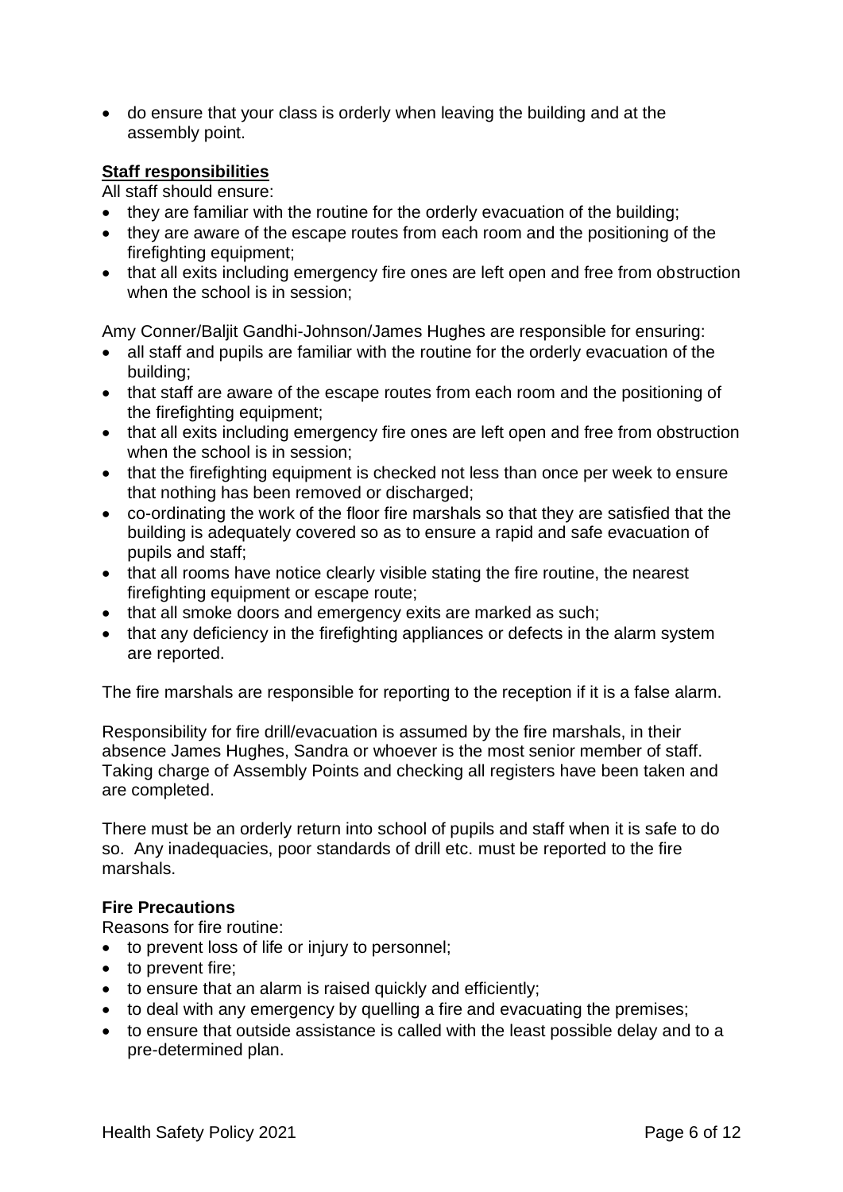- do ensure that your class is orderly when leaving the building and at the assembly point.

**Staff responsibilities**

All staff should ensure:

- they are familiar with the routine for the orderly evacuation of the building;
- they are aware of the escape routes from each room and the positioning of the firefighting equipment;
- that all exits including emergency fire ones are left open and free from obstruction when the school is in session;

Amy Conner/Baljit Gandhi-Johnson/James Hughes are responsible for ensuring:

- all staff and pupils are familiar with the routine for the orderly evacuation of the building;
- that staff are aware of the escape routes from each room and the positioning of the firefighting equipment;
- that all exits including emergency fire ones are left open and free from obstruction when the school is in session;
- that the firefighting equipment is checked not less than once per week to ensure that nothing has been removed or discharged;
- co-ordinating the work of the floor fire marshals so that they are satisfied that the building is adequately covered so as to ensure a rapid and safe evacuation of pupils and staff;
- that all rooms have notice clearly visible stating the fire routine, the nearest firefighting equipment or escape route;
- that all smoke doors and emergency exits are marked as such;
- that any deficiency in the firefighting appliances or defects in the alarm system are reported.

The fire marshals are responsible for reporting to the reception if it is a false alarm.

Responsibility for fire drill/evacuation is assumed by the fire marshals, in their absence James Hughes, Sandra or whoever is the most senior member of staff. Taking charge of Assembly Points and checking all registers have been taken and are completed.

There must be an orderly return into school of pupils and staff when it is safe to do so. Any inadequacies, poor standards of drill etc. must be reported to the fire marshals.

**Fire Precautions**

Reasons for fire routine:

- to prevent loss of life or injury to personnel;
- to prevent fire;
- to ensure that an alarm is raised quickly and efficiently;
- to deal with any emergency by quelling a fire and evacuating the premises;
- to ensure that outside assistance is called with the least possible delay and to a pre-determined plan.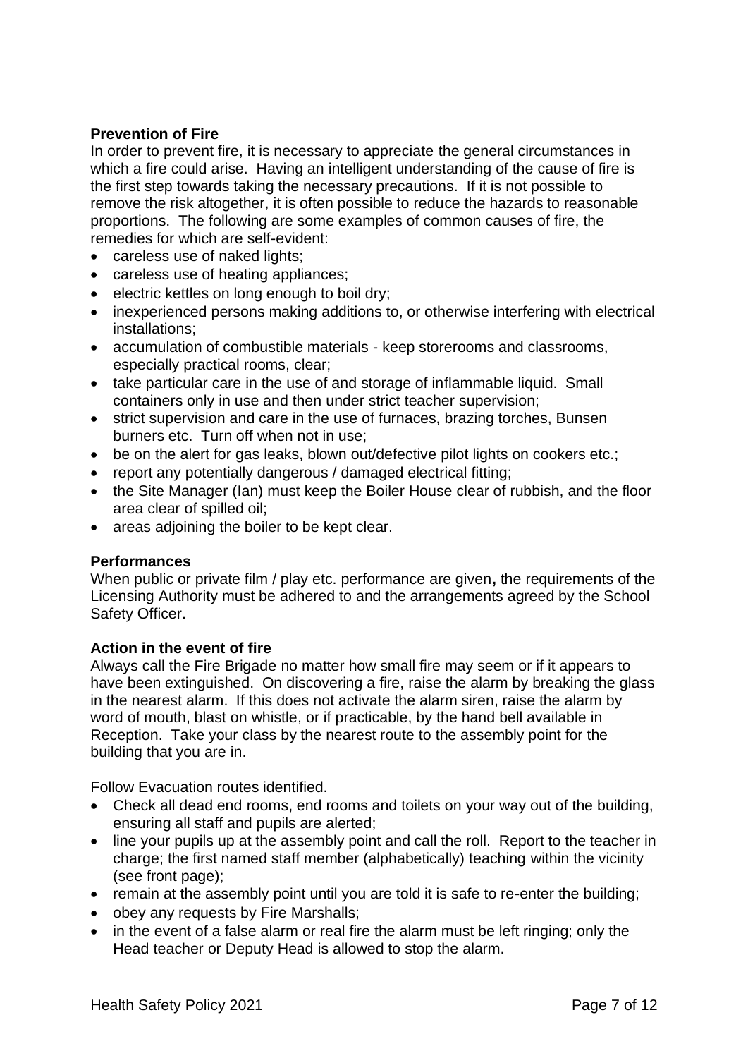**Prevention of Fire**

In order to prevent fire, it is necessary to appreciate the general circumstances in which a fire could arise. Having an intelligent understanding of the cause of fire is the first step towards taking the necessary precautions. If it is not possible to remove the risk altogether, it is often possible to reduce the hazards to reasonable proportions. The following are some examples of common causes of fire, the remedies for which are self-evident:

- careless use of naked lights;
- careless use of heating appliances;
- electric kettles on long enough to boil dry;
- inexperienced persons making additions to, or otherwise interfering with electrical installations;
- accumulation of combustible materials - keep storerooms and classrooms, especially practical rooms, clear;
- take particular care in the use of and storage of inflammable liquid. Small containers only in use and then under strict teacher supervision;
- strict supervision and care in the use of furnaces, brazing torches, Bunsen burners etc. Turn off when not in use;
- be on the alert for gas leaks, blown out/defective pilot lights on cookers etc.;
- report any potentially dangerous / damaged electrical fitting;
- the Site Manager (Ian) must keep the Boiler House clear of rubbish, and the floor area clear of spilled oil;
- areas adjoining the boiler to be kept clear.

**Performances**

When public or private film / play etc. performance are given**,** the requirements of the Licensing Authority must be adhered to and the arrangements agreed by the School Safety Officer.

**Action in the event of fire**

Always call the Fire Brigade no matter how small fire may seem or if it appears to have been extinguished. On discovering a fire, raise the alarm by breaking the glass in the nearest alarm. If this does not activate the alarm siren, raise the alarm by word of mouth, blast on whistle, or if practicable, by the hand bell available in Reception. Take your class by the nearest route to the assembly point for the building that you are in.

Follow Evacuation routes identified.

- Check all dead end rooms, end rooms and toilets on your way out of the building, ensuring all staff and pupils are alerted;
- line your pupils up at the assembly point and call the roll. Report to the teacher in charge; the first named staff member (alphabetically) teaching within the vicinity (see front page);
- remain at the assembly point until you are told it is safe to re-enter the building;
- obey any requests by Fire Marshalls;
- in the event of a false alarm or real fire the alarm must be left ringing; only the Head teacher or Deputy Head is allowed to stop the alarm.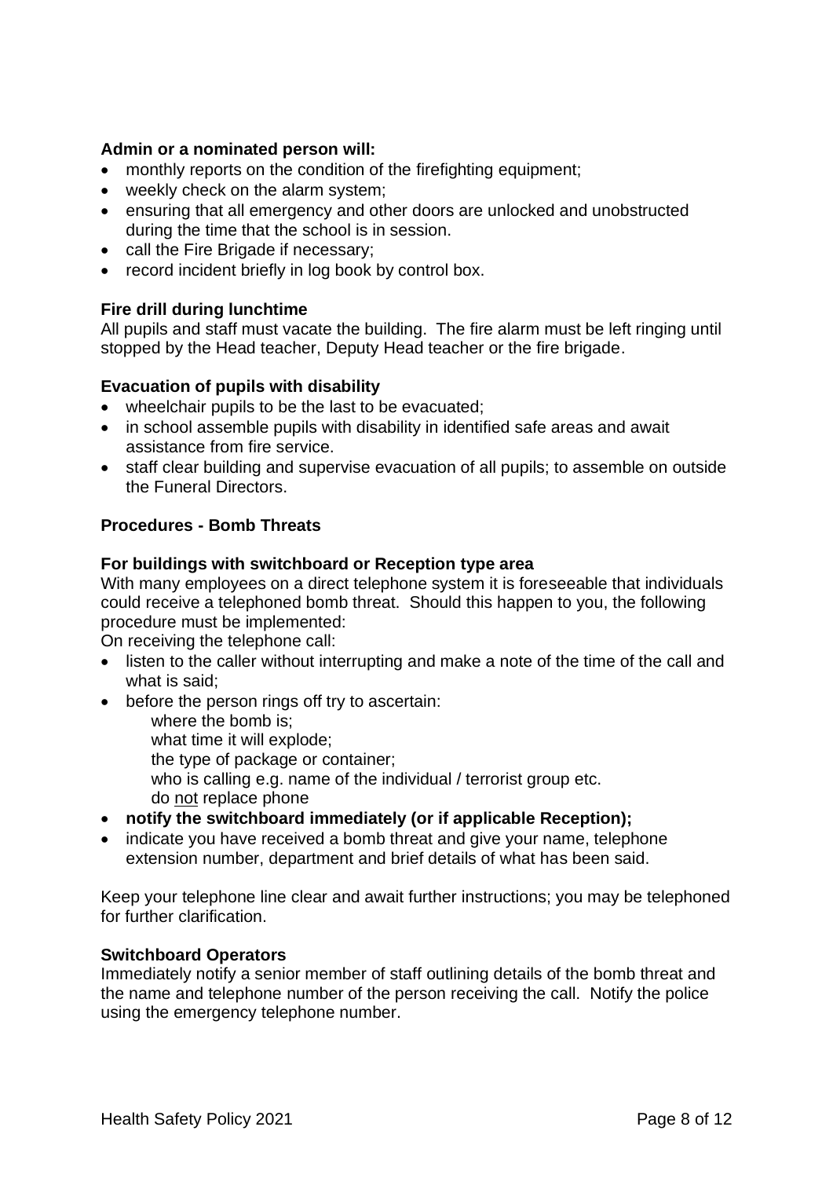**Admin or a nominated person will:**

- monthly reports on the condition of the firefighting equipment;
- weekly check on the alarm system;
- ensuring that all emergency and other doors are unlocked and unobstructed during the time that the school is in session.
- call the Fire Brigade if necessary;
- record incident briefly in log book by control box.

**Fire drill during lunchtime**

All pupils and staff must vacate the building. The fire alarm must be left ringing until stopped by the Head teacher, Deputy Head teacher or the fire brigade.

**Evacuation of pupils with disability**

- wheelchair pupils to be the last to be evacuated;
- in school assemble pupils with disability in identified safe areas and await assistance from fire service.
- staff clear building and supervise evacuation of all pupils; to assemble on outside the Funeral Directors.

**Procedures - Bomb Threats**

**For buildings with switchboard or Reception type area**

With many employees on a direct telephone system it is foreseeable that individuals could receive a telephoned bomb threat. Should this happen to you, the following procedure must be implemented:

On receiving the telephone call:

- listen to the caller without interrupting and make a note of the time of the call and what is said;
- before the person rings off try to ascertain:
  - where the bomb is;
  - what time it will explode;
  - the type of package or container;
  - who is calling e.g. name of the individual / terrorist group etc.
  - do <u>not</u> replace phone
- **notify the switchboard immediately (or if applicable Reception);**
- indicate you have received a bomb threat and give your name, telephone extension number, department and brief details of what has been said.

Keep your telephone line clear and await further instructions; you may be telephoned for further clarification.

**Switchboard Operators**

Immediately notify a senior member of staff outlining details of the bomb threat and the name and telephone number of the person receiving the call. Notify the police using the emergency telephone number.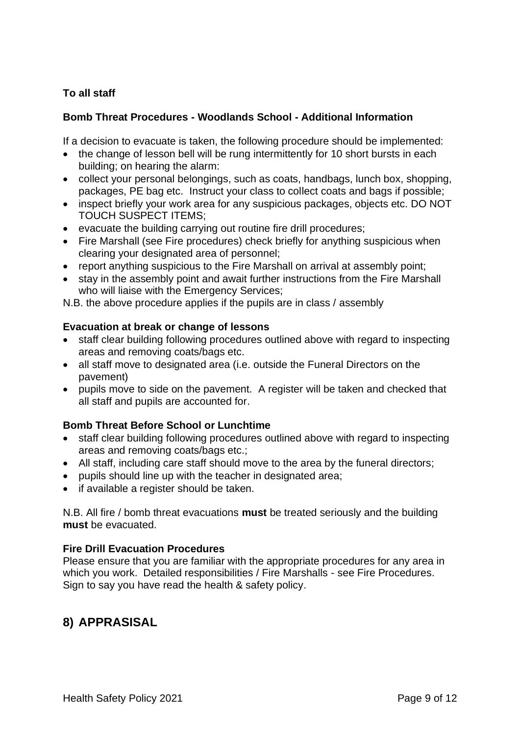**To all staff**

**Bomb Threat Procedures - Woodlands School - Additional Information**

If a decision to evacuate is taken, the following procedure should be implemented:

- the change of lesson bell will be rung intermittently for 10 short bursts in each building; on hearing the alarm:
- collect your personal belongings, such as coats, handbags, lunch box, shopping, packages, PE bag etc. Instruct your class to collect coats and bags if possible;
- inspect briefly your work area for any suspicious packages, objects etc. DO NOT TOUCH SUSPECT ITEMS;
- evacuate the building carrying out routine fire drill procedures;
- Fire Marshall (see Fire procedures) check briefly for anything suspicious when clearing your designated area of personnel;
- report anything suspicious to the Fire Marshall on arrival at assembly point;
- stay in the assembly point and await further instructions from the Fire Marshall who will liaise with the Emergency Services;

N.B. the above procedure applies if the pupils are in class / assembly

**Evacuation at break or change of lessons**

- staff clear building following procedures outlined above with regard to inspecting areas and removing coats/bags etc.
- all staff move to designated area (i.e. outside the Funeral Directors on the pavement)
- pupils move to side on the pavement. A register will be taken and checked that all staff and pupils are accounted for.

**Bomb Threat Before School or Lunchtime**

- staff clear building following procedures outlined above with regard to inspecting areas and removing coats/bags etc.;
- All staff, including care staff should move to the area by the funeral directors;
- pupils should line up with the teacher in designated area;
- if available a register should be taken.

N.B. All fire / bomb threat evacuations **must** be treated seriously and the building **must** be evacuated.

**Fire Drill Evacuation Procedures**

Please ensure that you are familiar with the appropriate procedures for any area in which you work. Detailed responsibilities / Fire Marshalls - see Fire Procedures. Sign to say you have read the health & safety policy.

## 8) APPRASISAL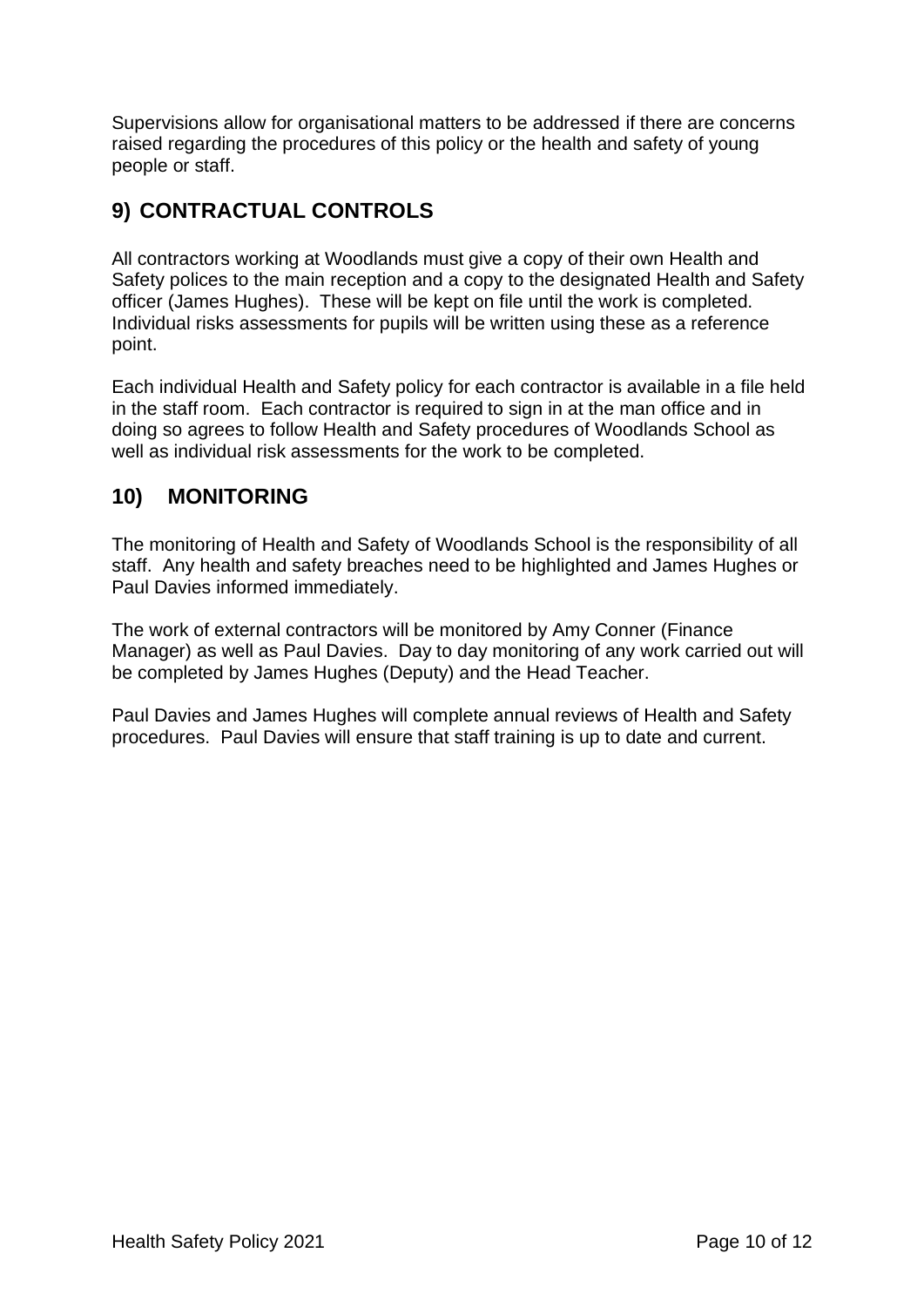Supervisions allow for organisational matters to be addressed if there are concerns raised regarding the procedures of this policy or the health and safety of young people or staff.

## 9) CONTRACTUAL CONTROLS

All contractors working at Woodlands must give a copy of their own Health and Safety polices to the main reception and a copy to the designated Health and Safety officer (James Hughes). These will be kept on file until the work is completed. Individual risks assessments for pupils will be written using these as a reference point.

Each individual Health and Safety policy for each contractor is available in a file held in the staff room. Each contractor is required to sign in at the man office and in doing so agrees to follow Health and Safety procedures of Woodlands School as well as individual risk assessments for the work to be completed.

## 10) MONITORING

The monitoring of Health and Safety of Woodlands School is the responsibility of all staff. Any health and safety breaches need to be highlighted and James Hughes or Paul Davies informed immediately.

The work of external contractors will be monitored by Amy Conner (Finance Manager) as well as Paul Davies. Day to day monitoring of any work carried out will be completed by James Hughes (Deputy) and the Head Teacher.

Paul Davies and James Hughes will complete annual reviews of Health and Safety procedures. Paul Davies will ensure that staff training is up to date and current.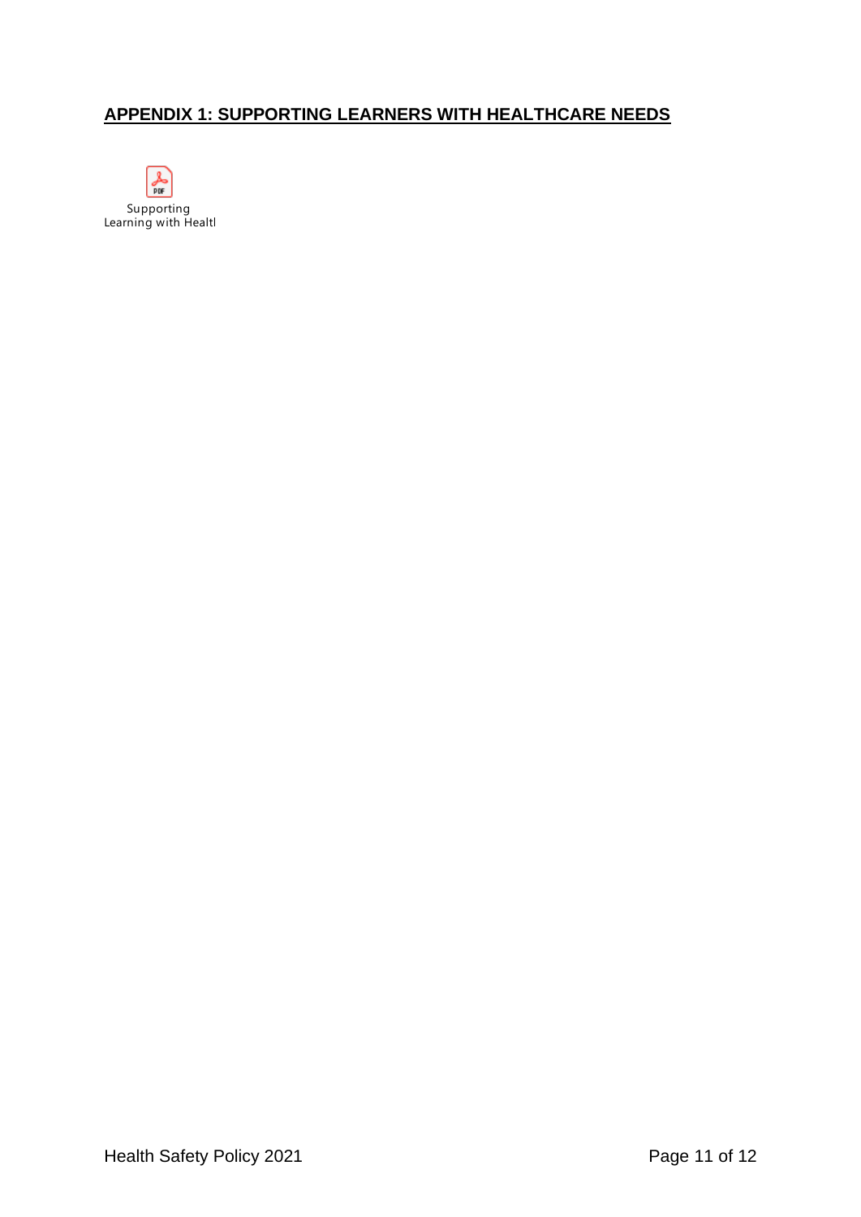## APPENDIX 1: SUPPORTING LEARNERS WITH HEALTHCARE NEEDS

Supporting Learning with Healtl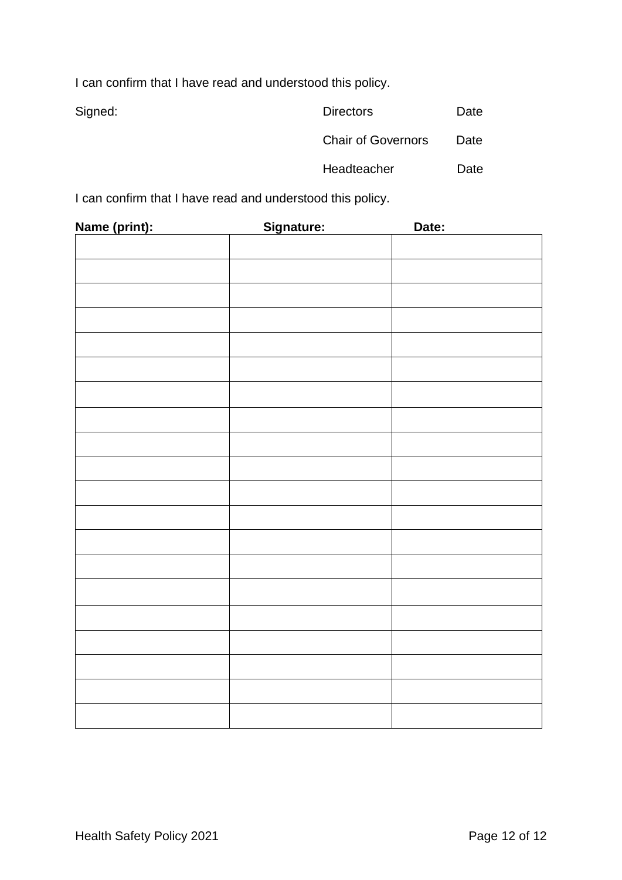I can confirm that I have read and understood this policy.

| | | |
|---|---|---|
| Signed: | Directors | Date |
| | Chair of Governors | Date |
| | Headteacher | Date |

I can confirm that I have read and understood this policy.

| Name (print): | Signature: | Date: |
|---|---|---|
| | | |
| | | |
| | | |
| | | |
| | | |
| | | |
| | | |
| | | |
| | | |
| | | |
| | | |
| | | |
| | | |
| | | |
| | | |
| | | |
| | | |
| | | |
| | | |
| | | |